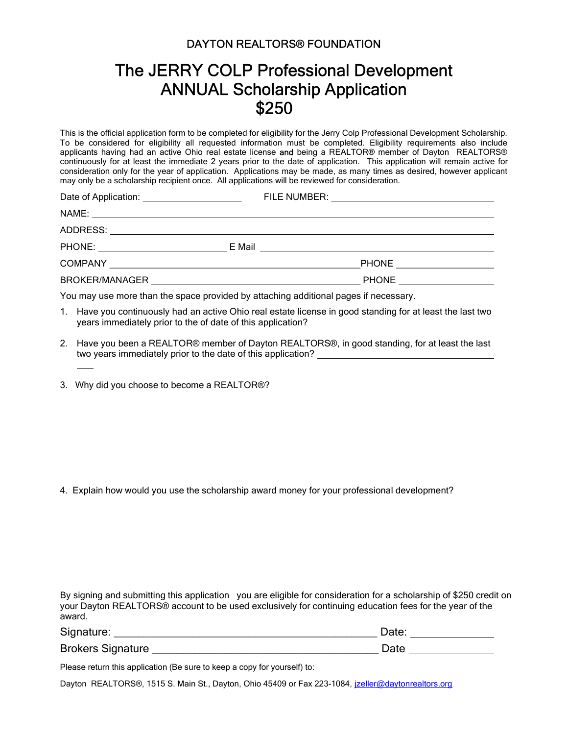DAYTON REALTORS® FOUNDATION

# The JERRY COLP Professional Development ANNUAL Scholarship Application $250

This is the official application form to be completed for eligibility for the Jerry Colp Professional Development Scholarship. To be considered for eligibility all requested information must be completed. Eligibility requirements also include applicants having had an active Ohio real estate license and being a REALTOR® member of Dayton REALTORS® continuously for at least the immediate 2 years prior to the date of application. This application will remain active for consideration only for the year of application. Applications may be made, as many times as desired, however applicant may only be a scholarship recipient once. All applications will be reviewed for consideration.

Date of Application: ____________________ FILE NUMBER: ________________________________

NAME: ________________________________________________________________

ADDRESS: ________________________________________________________________

PHONE: ________________________ E Mail ____________________________________

COMPANY ______________________________________________ PHONE __________________

BROKER/MANAGER ______________________________________ PHONE __________________

You may use more than the space provided by attaching additional pages if necessary.

1. Have you continuously had an active Ohio real estate license in good standing for at least the last two years immediately prior to the of date of this application?

2. Have you been a REALTOR® member of Dayton REALTORS®, in good standing, for at least the last two years immediately prior to the date of this application? ____________________________________

3. Why did you choose to become a REALTOR®?

4. Explain how would you use the scholarship award money for your professional development?

By signing and submitting this application you are eligible for consideration for a scholarship of $250 credit on your Dayton REALTORS® account to be used exclusively for continuing education fees for the year of the award.

Signature: ______________________________________________ Date: _______________

Brokers Signature ________________________________________ Date _______________

Please return this application (Be sure to keep a copy for yourself) to:

Dayton REALTORS®, 1515 S. Main St., Dayton, Ohio 45409 or Fax 223-1084, jzeller@daytonrealtors.org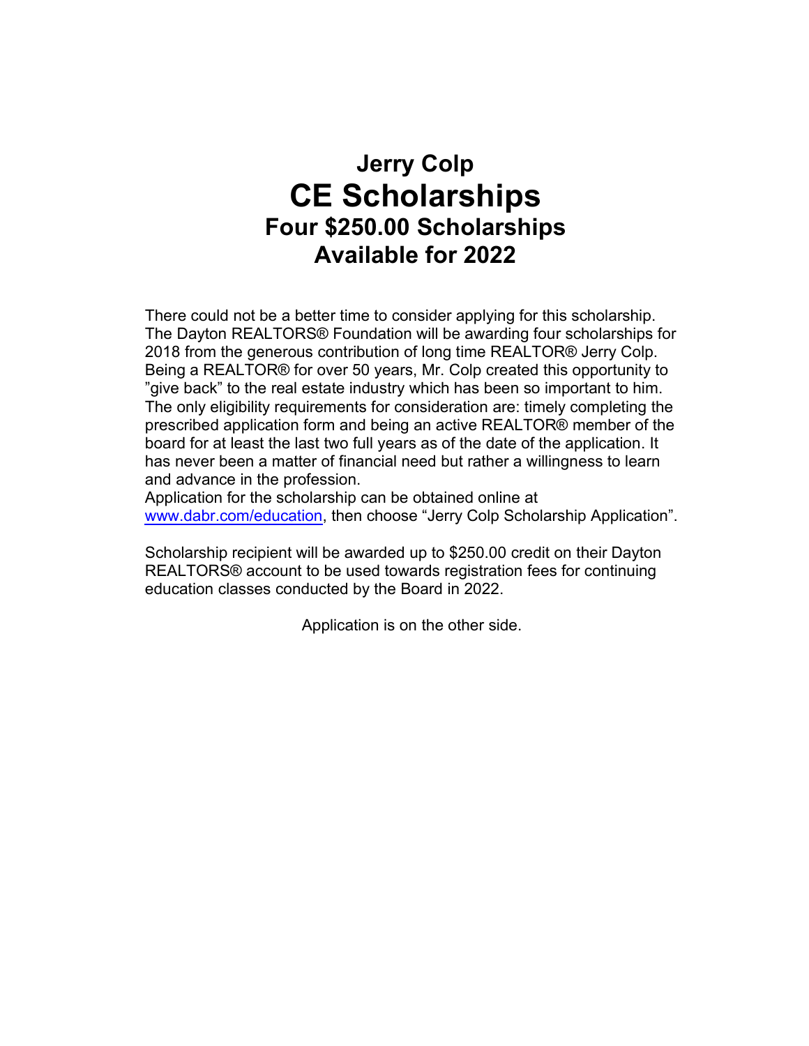# Jerry Colp

# CE Scholarships

## Four $250.00 Scholarships Available for 2022

There could not be a better time to consider applying for this scholarship. The Dayton REALTORS® Foundation will be awarding four scholarships for 2018 from the generous contribution of long time REALTOR® Jerry Colp. Being a REALTOR® for over 50 years, Mr. Colp created this opportunity to "give back" to the real estate industry which has been so important to him. The only eligibility requirements for consideration are: timely completing the prescribed application form and being an active REALTOR® member of the board for at least the last two full years as of the date of the application. It has never been a matter of financial need but rather a willingness to learn and advance in the profession.
Application for the scholarship can be obtained online at www.dabr.com/education, then choose "Jerry Colp Scholarship Application".

Scholarship recipient will be awarded up to $250.00 credit on their Dayton REALTORS® account to be used towards registration fees for continuing education classes conducted by the Board in 2022.

Application is on the other side.